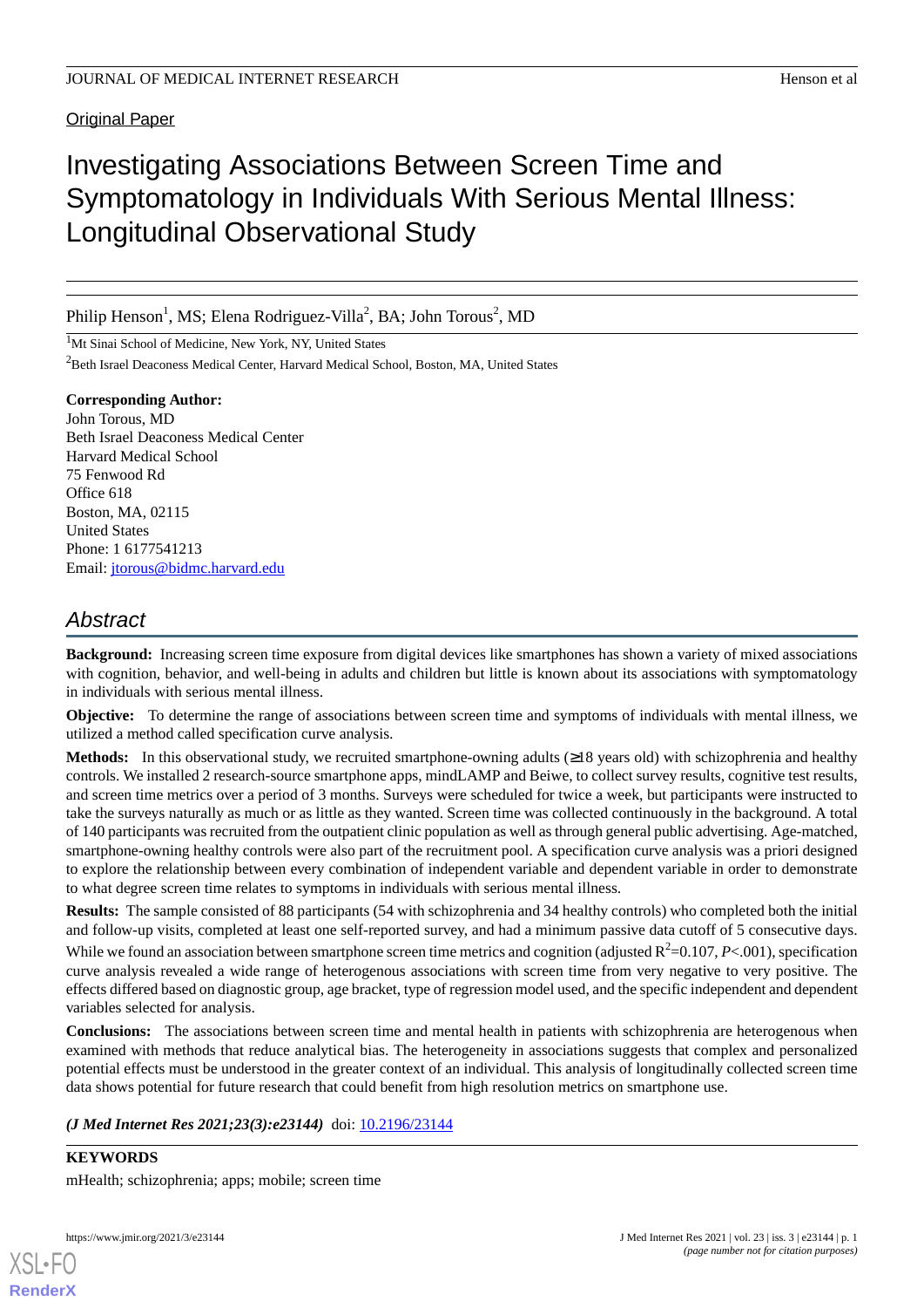Original Paper

# Investigating Associations Between Screen Time and Symptomatology in Individuals With Serious Mental Illness: Longitudinal Observational Study

Philip Henson[1], MS; Elena Rodriguez-Villa[2], BA; John Torous[2], MD

[1]Mt Sinai School of Medicine, New York, NY, United States

[2]Beth Israel Deaconess Medical Center, Harvard Medical School, Boston, MA, United States

**Corresponding Author:**
John Torous, MD
Beth Israel Deaconess Medical Center
Harvard Medical School
75 Fenwood Rd
Office 618
Boston, MA, 02115
United States
Phone: 1 6177541213
Email: jtorous@bidmc.harvard.edu

## Abstract

**Background:** Increasing screen time exposure from digital devices like smartphones has shown a variety of mixed associations with cognition, behavior, and well-being in adults and children but little is known about its associations with symptomatology in individuals with serious mental illness.

**Objective:** To determine the range of associations between screen time and symptoms of individuals with mental illness, we utilized a method called specification curve analysis.

**Methods:** In this observational study, we recruited smartphone-owning adults (≥18 years old) with schizophrenia and healthy controls. We installed 2 research-source smartphone apps, mindLAMP and Beiwe, to collect survey results, cognitive test results, and screen time metrics over a period of 3 months. Surveys were scheduled for twice a week, but participants were instructed to take the surveys naturally as much or as little as they wanted. Screen time was collected continuously in the background. A total of 140 participants was recruited from the outpatient clinic population as well as through general public advertising. Age-matched, smartphone-owning healthy controls were also part of the recruitment pool. A specification curve analysis was a priori designed to explore the relationship between every combination of independent variable and dependent variable in order to demonstrate to what degree screen time relates to symptoms in individuals with serious mental illness.

**Results:** The sample consisted of 88 participants (54 with schizophrenia and 34 healthy controls) who completed both the initial and follow-up visits, completed at least one self-reported survey, and had a minimum passive data cutoff of 5 consecutive days. While we found an association between smartphone screen time metrics and cognition (adjusted $R^2$=0.107, $P$<.001), specification curve analysis revealed a wide range of heterogenous associations with screen time from very negative to very positive. The effects differed based on diagnostic group, age bracket, type of regression model used, and the specific independent and dependent variables selected for analysis.

**Conclusions:** The associations between screen time and mental health in patients with schizophrenia are heterogenous when examined with methods that reduce analytical bias. The heterogeneity in associations suggests that complex and personalized potential effects must be understood in the greater context of an individual. This analysis of longitudinally collected screen time data shows potential for future research that could benefit from high resolution metrics on smartphone use.

***(J Med Internet Res 2021;23(3):e23144)*** doi: 10.2196/23144

**KEYWORDS**

mHealth; schizophrenia; apps; mobile; screen time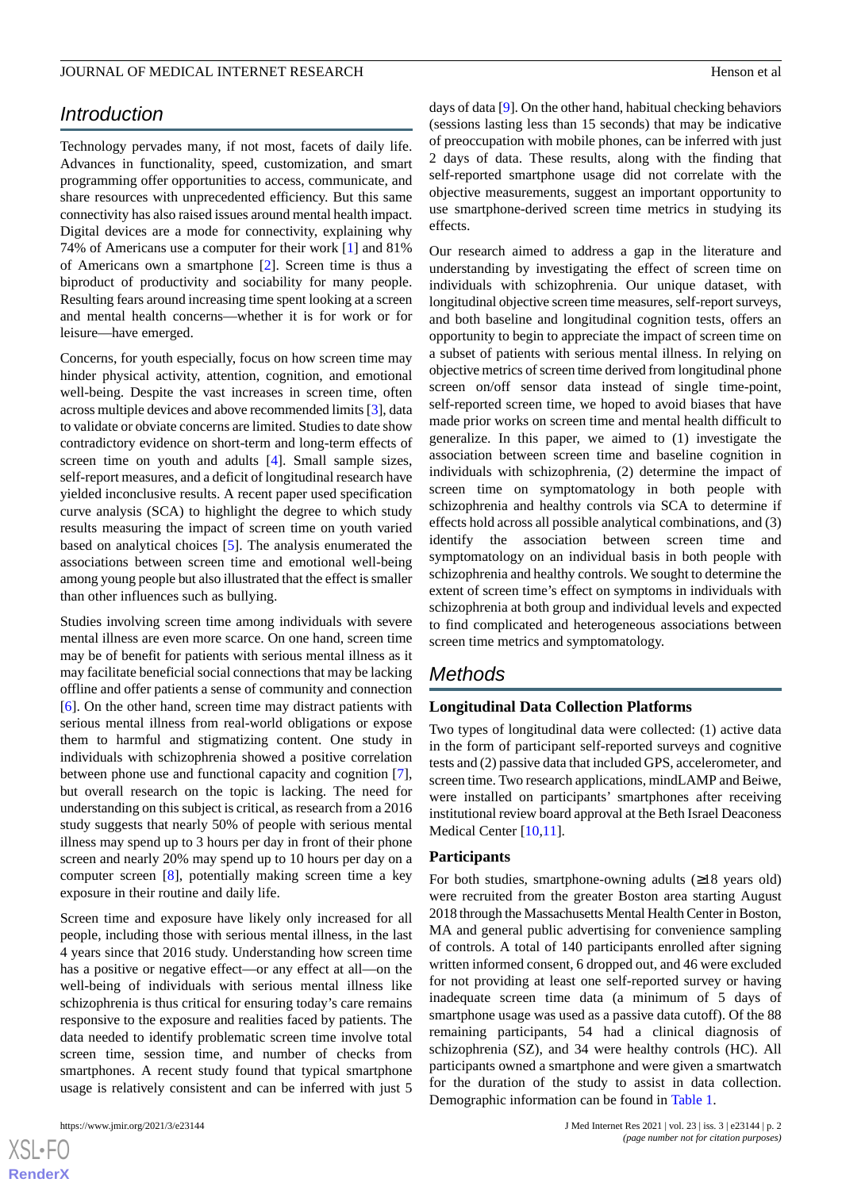## Introduction

Technology pervades many, if not most, facets of daily life. Advances in functionality, speed, customization, and smart programming offer opportunities to access, communicate, and share resources with unprecedented efficiency. But this same connectivity has also raised issues around mental health impact. Digital devices are a mode for connectivity, explaining why 74% of Americans use a computer for their work [1] and 81% of Americans own a smartphone [2]. Screen time is thus a biproduct of productivity and sociability for many people. Resulting fears around increasing time spent looking at a screen and mental health concerns—whether it is for work or for leisure—have emerged.

Concerns, for youth especially, focus on how screen time may hinder physical activity, attention, cognition, and emotional well-being. Despite the vast increases in screen time, often across multiple devices and above recommended limits [3], data to validate or obviate concerns are limited. Studies to date show contradictory evidence on short-term and long-term effects of screen time on youth and adults [4]. Small sample sizes, self-report measures, and a deficit of longitudinal research have yielded inconclusive results. A recent paper used specification curve analysis (SCA) to highlight the degree to which study results measuring the impact of screen time on youth varied based on analytical choices [5]. The analysis enumerated the associations between screen time and emotional well-being among young people but also illustrated that the effect is smaller than other influences such as bullying.

Studies involving screen time among individuals with severe mental illness are even more scarce. On one hand, screen time may be of benefit for patients with serious mental illness as it may facilitate beneficial social connections that may be lacking offline and offer patients a sense of community and connection [6]. On the other hand, screen time may distract patients with serious mental illness from real-world obligations or expose them to harmful and stigmatizing content. One study in individuals with schizophrenia showed a positive correlation between phone use and functional capacity and cognition [7], but overall research on the topic is lacking. The need for understanding on this subject is critical, as research from a 2016 study suggests that nearly 50% of people with serious mental illness may spend up to 3 hours per day in front of their phone screen and nearly 20% may spend up to 10 hours per day on a computer screen [8], potentially making screen time a key exposure in their routine and daily life.

Screen time and exposure have likely only increased for all people, including those with serious mental illness, in the last 4 years since that 2016 study. Understanding how screen time has a positive or negative effect—or any effect at all—on the well-being of individuals with serious mental illness like schizophrenia is thus critical for ensuring today's care remains responsive to the exposure and realities faced by patients. The data needed to identify problematic screen time involve total screen time, session time, and number of checks from smartphones. A recent study found that typical smartphone usage is relatively consistent and can be inferred with just 5 days of data [9]. On the other hand, habitual checking behaviors (sessions lasting less than 15 seconds) that may be indicative of preoccupation with mobile phones, can be inferred with just 2 days of data. These results, along with the finding that self-reported smartphone usage did not correlate with the objective measurements, suggest an important opportunity to use smartphone-derived screen time metrics in studying its effects.

Our research aimed to address a gap in the literature and understanding by investigating the effect of screen time on individuals with schizophrenia. Our unique dataset, with longitudinal objective screen time measures, self-report surveys, and both baseline and longitudinal cognition tests, offers an opportunity to begin to appreciate the impact of screen time on a subset of patients with serious mental illness. In relying on objective metrics of screen time derived from longitudinal phone screen on/off sensor data instead of single time-point, self-reported screen time, we hoped to avoid biases that have made prior works on screen time and mental health difficult to generalize. In this paper, we aimed to (1) investigate the association between screen time and baseline cognition in individuals with schizophrenia, (2) determine the impact of screen time on symptomatology in both people with schizophrenia and healthy controls via SCA to determine if effects hold across all possible analytical combinations, and (3) identify the association between screen time and symptomatology on an individual basis in both people with schizophrenia and healthy controls. We sought to determine the extent of screen time's effect on symptoms in individuals with schizophrenia at both group and individual levels and expected to find complicated and heterogeneous associations between screen time metrics and symptomatology.

## Methods

### Longitudinal Data Collection Platforms

Two types of longitudinal data were collected: (1) active data in the form of participant self-reported surveys and cognitive tests and (2) passive data that included GPS, accelerometer, and screen time. Two research applications, mindLAMP and Beiwe, were installed on participants' smartphones after receiving institutional review board approval at the Beth Israel Deaconess Medical Center [10,11].

### Participants

For both studies, smartphone-owning adults (≥18 years old) were recruited from the greater Boston area starting August 2018 through the Massachusetts Mental Health Center in Boston, MA and general public advertising for convenience sampling of controls. A total of 140 participants enrolled after signing written informed consent, 6 dropped out, and 46 were excluded for not providing at least one self-reported survey or having inadequate screen time data (a minimum of 5 days of smartphone usage was used as a passive data cutoff). Of the 88 remaining participants, 54 had a clinical diagnosis of schizophrenia (SZ), and 34 were healthy controls (HC). All participants owned a smartphone and were given a smartwatch for the duration of the study to assist in data collection. Demographic information can be found in Table 1.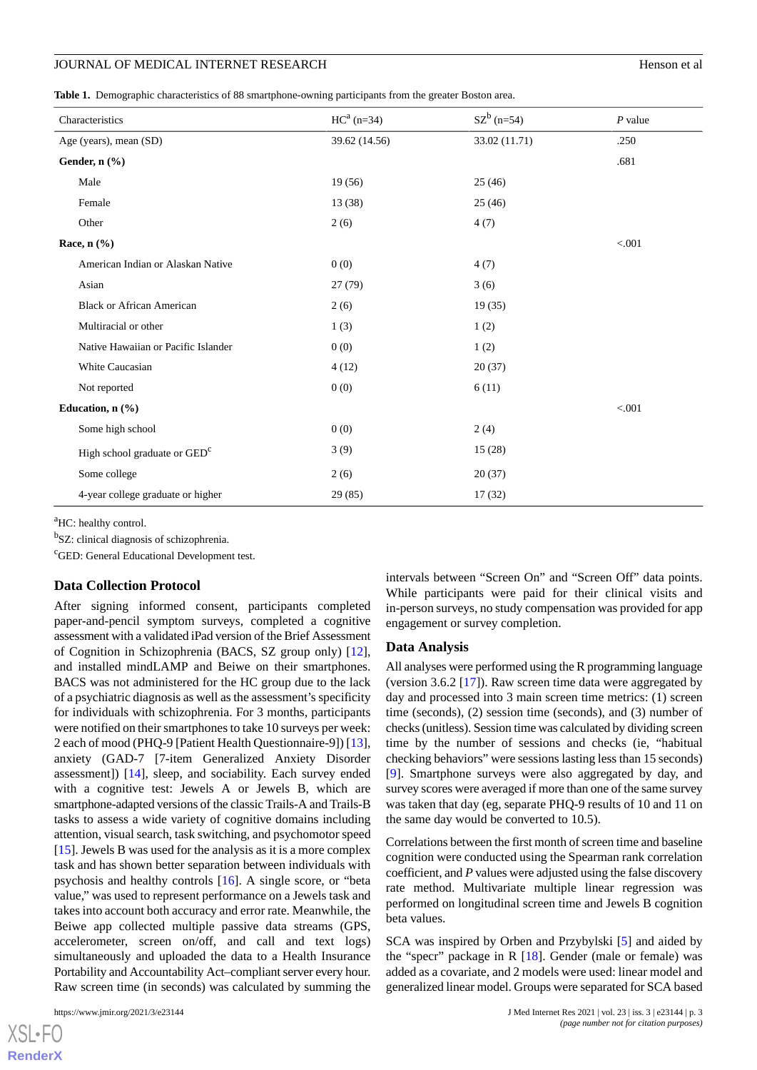**Table 1.** Demographic characteristics of 88 smartphone-owning participants from the greater Boston area.

| Characteristics | HC[a] (n=34) | SZ[b] (n=54) | *P* value |
|---|---|---|---|
| Age (years), mean (SD) | 39.62 (14.56) | 33.02 (11.71) | .250 |
| **Gender, n (%)** | | | .681 |
| Male | 19 (56) | 25 (46) | |
| Female | 13 (38) | 25 (46) | |
| Other | 2 (6) | 4 (7) | |
| **Race, n (%)** | | | <.001 |
| American Indian or Alaskan Native | 0 (0) | 4 (7) | |
| Asian | 27 (79) | 3 (6) | |
| Black or African American | 2 (6) | 19 (35) | |
| Multiracial or other | 1 (3) | 1 (2) | |
| Native Hawaiian or Pacific Islander | 0 (0) | 1 (2) | |
| White Caucasian | 4 (12) | 20 (37) | |
| Not reported | 0 (0) | 6 (11) | |
| **Education, n (%)** | | | <.001 |
| Some high school | 0 (0) | 2 (4) | |
| High school graduate or GED[c] | 3 (9) | 15 (28) | |
| Some college | 2 (6) | 20 (37) | |
| 4-year college graduate or higher | 29 (85) | 17 (32) | |

[a]HC: healthy control.

[b]SZ: clinical diagnosis of schizophrenia.

[c]GED: General Educational Development test.

### Data Collection Protocol

After signing informed consent, participants completed paper-and-pencil symptom surveys, completed a cognitive assessment with a validated iPad version of the Brief Assessment of Cognition in Schizophrenia (BACS, SZ group only) [12], and installed mindLAMP and Beiwe on their smartphones. BACS was not administered for the HC group due to the lack of a psychiatric diagnosis as well as the assessment's specificity for individuals with schizophrenia. For 3 months, participants were notified on their smartphones to take 10 surveys per week: 2 each of mood (PHQ-9 [Patient Health Questionnaire-9]) [13], anxiety (GAD-7 [7-item Generalized Anxiety Disorder assessment]) [14], sleep, and sociability. Each survey ended with a cognitive test: Jewels A or Jewels B, which are smartphone-adapted versions of the classic Trails-A and Trails-B tasks to assess a wide variety of cognitive domains including attention, visual search, task switching, and psychomotor speed [15]. Jewels B was used for the analysis as it is a more complex task and has shown better separation between individuals with psychosis and healthy controls [16]. A single score, or "beta value," was used to represent performance on a Jewels task and takes into account both accuracy and error rate. Meanwhile, the Beiwe app collected multiple passive data streams (GPS, accelerometer, screen on/off, and call and text logs) simultaneously and uploaded the data to a Health Insurance Portability and Accountability Act–compliant server every hour. Raw screen time (in seconds) was calculated by summing the intervals between "Screen On" and "Screen Off" data points. While participants were paid for their clinical visits and in-person surveys, no study compensation was provided for app engagement or survey completion.

### Data Analysis

All analyses were performed using the R programming language (version 3.6.2 [17]). Raw screen time data were aggregated by day and processed into 3 main screen time metrics: (1) screen time (seconds), (2) session time (seconds), and (3) number of checks (unitless). Session time was calculated by dividing screen time by the number of sessions and checks (ie, "habitual checking behaviors" were sessions lasting less than 15 seconds) [9]. Smartphone surveys were also aggregated by day, and survey scores were averaged if more than one of the same survey was taken that day (eg, separate PHQ-9 results of 10 and 11 on the same day would be converted to 10.5).

Correlations between the first month of screen time and baseline cognition were conducted using the Spearman rank correlation coefficient, and *P* values were adjusted using the false discovery rate method. Multivariate multiple linear regression was performed on longitudinal screen time and Jewels B cognition beta values.

SCA was inspired by Orben and Przybylski [5] and aided by the "specr" package in R [18]. Gender (male or female) was added as a covariate, and 2 models were used: linear model and generalized linear model. Groups were separated for SCA based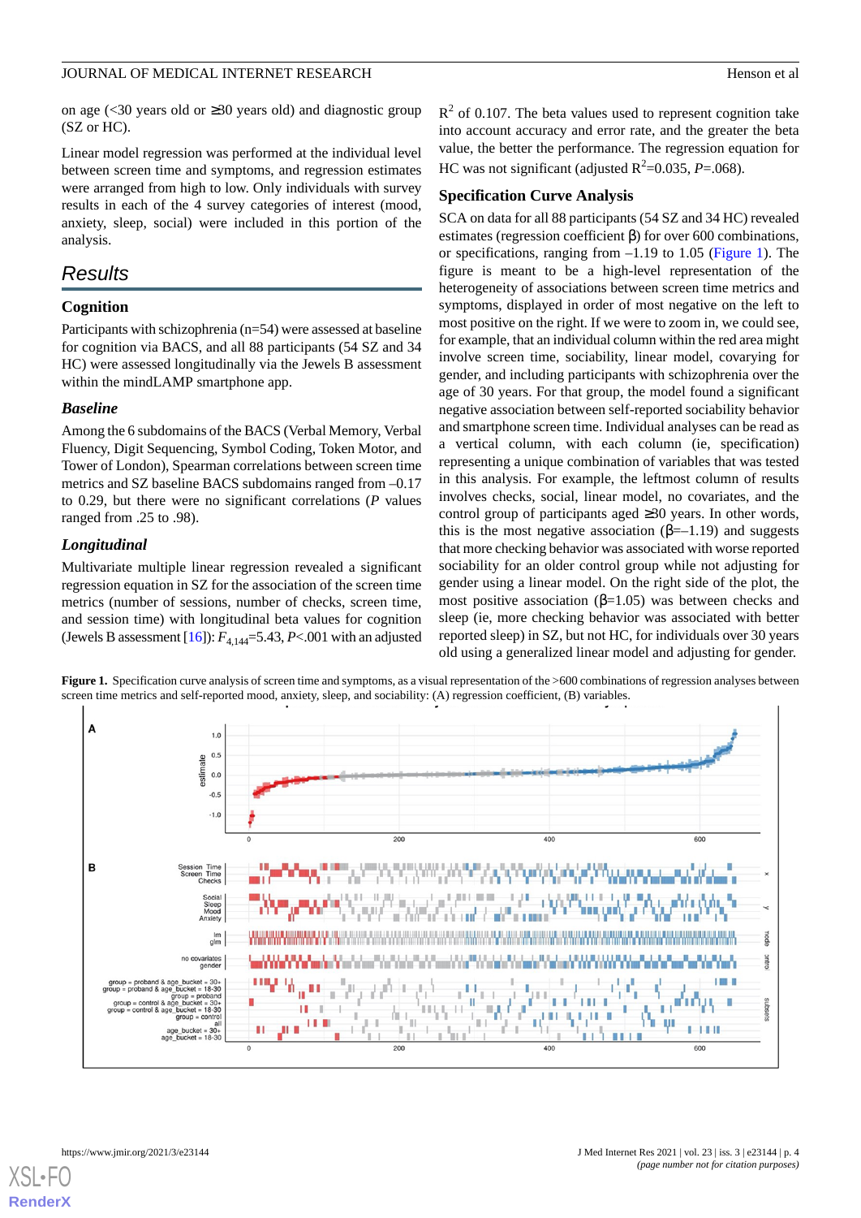on age (<30 years old or ≥30 years old) and diagnostic group (SZ or HC).

Linear model regression was performed at the individual level between screen time and symptoms, and regression estimates were arranged from high to low. Only individuals with survey results in each of the 4 survey categories of interest (mood, anxiety, sleep, social) were included in this portion of the analysis.

## Results

### Cognition

Participants with schizophrenia (n=54) were assessed at baseline for cognition via BACS, and all 88 participants (54 SZ and 34 HC) were assessed longitudinally via the Jewels B assessment within the mindLAMP smartphone app.

#### Baseline

Among the 6 subdomains of the BACS (Verbal Memory, Verbal Fluency, Digit Sequencing, Symbol Coding, Token Motor, and Tower of London), Spearman correlations between screen time metrics and SZ baseline BACS subdomains ranged from –0.17 to 0.29, but there were no significant correlations (*P* values ranged from .25 to .98).

#### Longitudinal

Multivariate multiple linear regression revealed a significant regression equation in SZ for the association of the screen time metrics (number of sessions, number of checks, screen time, and session time) with longitudinal beta values for cognition (Jewels B assessment [16]): $F_{4,144}$=5.43, *P*<.001 with an adjusted $R^2$ of 0.107. The beta values used to represent cognition take into account accuracy and error rate, and the greater the beta value, the better the performance. The regression equation for HC was not significant (adjusted $R^2$=0.035, *P*=.068).

### Specification Curve Analysis

SCA on data for all 88 participants (54 SZ and 34 HC) revealed estimates (regression coefficient β) for over 600 combinations, or specifications, ranging from –1.19 to 1.05 (Figure 1). The figure is meant to be a high-level representation of the heterogeneity of associations between screen time metrics and symptoms, displayed in order of most negative on the left to most positive on the right. If we were to zoom in, we could see, for example, that an individual column within the red area might involve screen time, sociability, linear model, covarying for gender, and including participants with schizophrenia over the age of 30 years. For that group, the model found a significant negative association between self-reported sociability behavior and smartphone screen time. Individual analyses can be read as a vertical column, with each column (ie, specification) representing a unique combination of variables that was tested in this analysis. For example, the leftmost column of results involves checks, social, linear model, no covariates, and the control group of participants aged ≥30 years. In other words, this is the most negative association (β=–1.19) and suggests that more checking behavior was associated with worse reported sociability for an older control group while not adjusting for gender using a linear model. On the right side of the plot, the most positive association (β=1.05) was between checks and sleep (ie, more checking behavior was associated with better reported sleep) in SZ, but not HC, for individuals over 30 years old using a generalized linear model and adjusting for gender.

**Figure 1.** Specification curve analysis of screen time and symptoms, as a visual representation of the >600 combinations of regression analyses between screen time metrics and self-reported mood, anxiety, sleep, and sociability: (A) regression coefficient, (B) variables.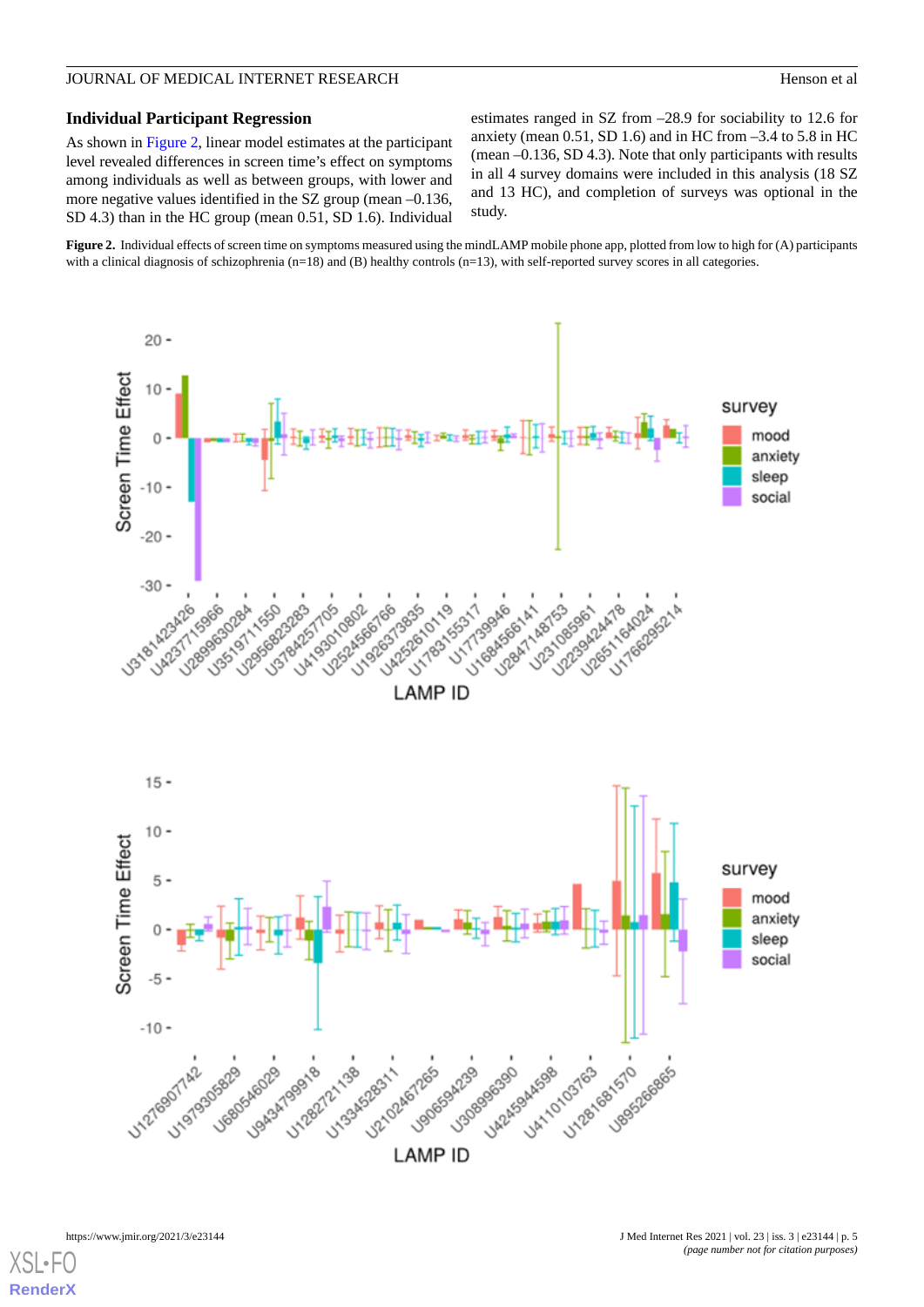### Individual Participant Regression

As shown in Figure 2, linear model estimates at the participant level revealed differences in screen time's effect on symptoms among individuals as well as between groups, with lower and more negative values identified in the SZ group (mean –0.136, SD 4.3) than in the HC group (mean 0.51, SD 1.6). Individual estimates ranged in SZ from –28.9 for sociability to 12.6 for anxiety (mean 0.51, SD 1.6) and in HC from –3.4 to 5.8 in HC (mean –0.136, SD 4.3). Note that only participants with results in all 4 survey domains were included in this analysis (18 SZ and 13 HC), and completion of surveys was optional in the study.

**Figure 2.** Individual effects of screen time on symptoms measured using the mindLAMP mobile phone app, plotted from low to high for (A) participants with a clinical diagnosis of schizophrenia (n=18) and (B) healthy controls (n=13), with self-reported survey scores in all categories.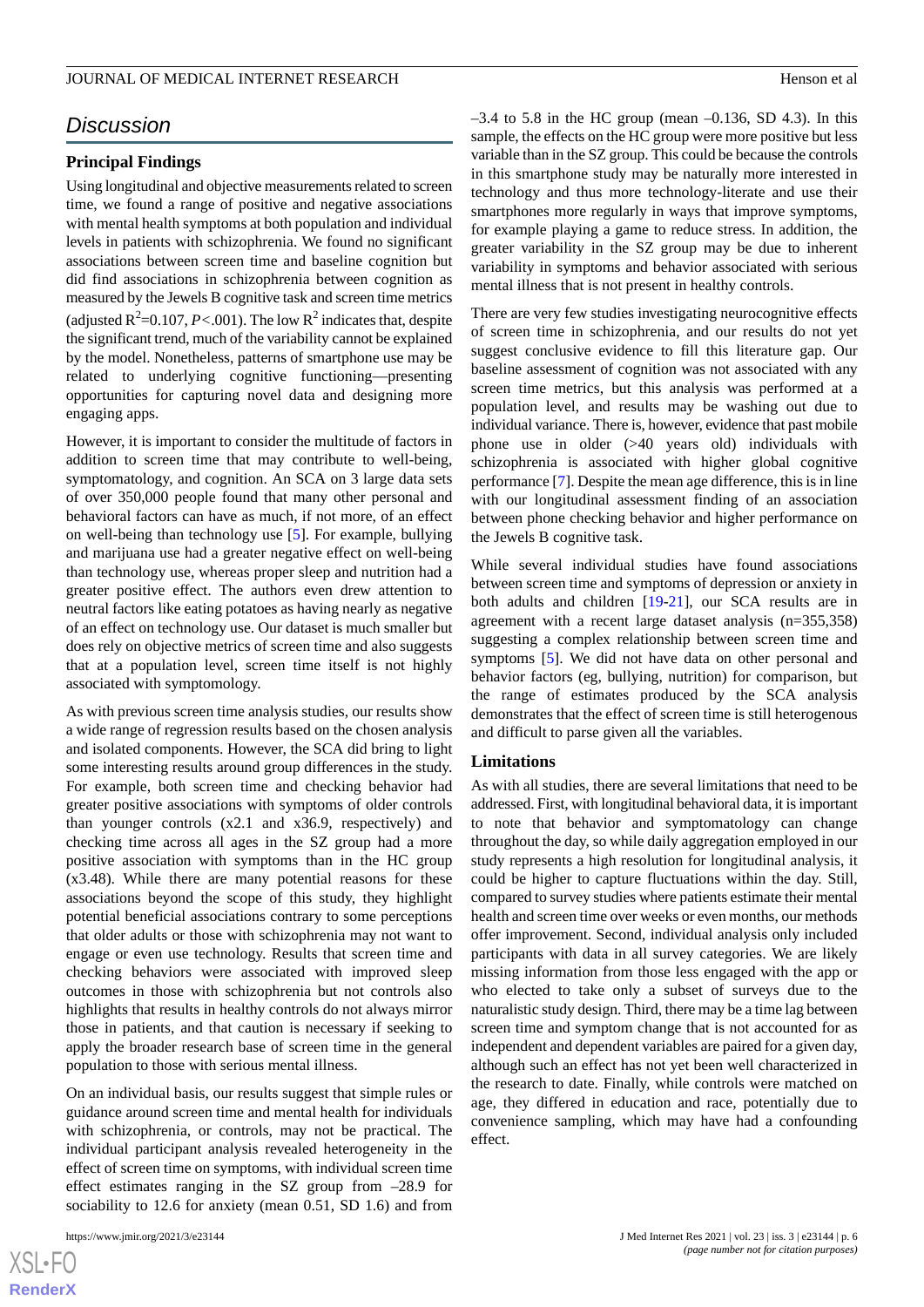## Discussion

### Principal Findings

Using longitudinal and objective measurements related to screen time, we found a range of positive and negative associations with mental health symptoms at both population and individual levels in patients with schizophrenia. We found no significant associations between screen time and baseline cognition but did find associations in schizophrenia between cognition as measured by the Jewels B cognitive task and screen time metrics (adjusted $R^2$=0.107, *P*<.001). The low $R^2$ indicates that, despite the significant trend, much of the variability cannot be explained by the model. Nonetheless, patterns of smartphone use may be related to underlying cognitive functioning—presenting opportunities for capturing novel data and designing more engaging apps.

However, it is important to consider the multitude of factors in addition to screen time that may contribute to well-being, symptomatology, and cognition. An SCA on 3 large data sets of over 350,000 people found that many other personal and behavioral factors can have as much, if not more, of an effect on well-being than technology use [5]. For example, bullying and marijuana use had a greater negative effect on well-being than technology use, whereas proper sleep and nutrition had a greater positive effect. The authors even drew attention to neutral factors like eating potatoes as having nearly as negative of an effect on technology use. Our dataset is much smaller but does rely on objective metrics of screen time and also suggests that at a population level, screen time itself is not highly associated with symptomology.

As with previous screen time analysis studies, our results show a wide range of regression results based on the chosen analysis and isolated components. However, the SCA did bring to light some interesting results around group differences in the study. For example, both screen time and checking behavior had greater positive associations with symptoms of older controls than younger controls (x2.1 and x36.9, respectively) and checking time across all ages in the SZ group had a more positive association with symptoms than in the HC group (x3.48). While there are many potential reasons for these associations beyond the scope of this study, they highlight potential beneficial associations contrary to some perceptions that older adults or those with schizophrenia may not want to engage or even use technology. Results that screen time and checking behaviors were associated with improved sleep outcomes in those with schizophrenia but not controls also highlights that results in healthy controls do not always mirror those in patients, and that caution is necessary if seeking to apply the broader research base of screen time in the general population to those with serious mental illness.

On an individual basis, our results suggest that simple rules or guidance around screen time and mental health for individuals with schizophrenia, or controls, may not be practical. The individual participant analysis revealed heterogeneity in the effect of screen time on symptoms, with individual screen time effect estimates ranging in the SZ group from –28.9 for sociability to 12.6 for anxiety (mean 0.51, SD 1.6) and from –3.4 to 5.8 in the HC group (mean –0.136, SD 4.3). In this sample, the effects on the HC group were more positive but less variable than in the SZ group. This could be because the controls in this smartphone study may be naturally more interested in technology and thus more technology-literate and use their smartphones more regularly in ways that improve symptoms, for example playing a game to reduce stress. In addition, the greater variability in the SZ group may be due to inherent variability in symptoms and behavior associated with serious mental illness that is not present in healthy controls.

There are very few studies investigating neurocognitive effects of screen time in schizophrenia, and our results do not yet suggest conclusive evidence to fill this literature gap. Our baseline assessment of cognition was not associated with any screen time metrics, but this analysis was performed at a population level, and results may be washing out due to individual variance. There is, however, evidence that past mobile phone use in older (>40 years old) individuals with schizophrenia is associated with higher global cognitive performance [7]. Despite the mean age difference, this is in line with our longitudinal assessment finding of an association between phone checking behavior and higher performance on the Jewels B cognitive task.

While several individual studies have found associations between screen time and symptoms of depression or anxiety in both adults and children [19-21], our SCA results are in agreement with a recent large dataset analysis (n=355,358) suggesting a complex relationship between screen time and symptoms [5]. We did not have data on other personal and behavior factors (eg, bullying, nutrition) for comparison, but the range of estimates produced by the SCA analysis demonstrates that the effect of screen time is still heterogenous and difficult to parse given all the variables.

### Limitations

As with all studies, there are several limitations that need to be addressed. First, with longitudinal behavioral data, it is important to note that behavior and symptomatology can change throughout the day, so while daily aggregation employed in our study represents a high resolution for longitudinal analysis, it could be higher to capture fluctuations within the day. Still, compared to survey studies where patients estimate their mental health and screen time over weeks or even months, our methods offer improvement. Second, individual analysis only included participants with data in all survey categories. We are likely missing information from those less engaged with the app or who elected to take only a subset of surveys due to the naturalistic study design. Third, there may be a time lag between screen time and symptom change that is not accounted for as independent and dependent variables are paired for a given day, although such an effect has not yet been well characterized in the research to date. Finally, while controls were matched on age, they differed in education and race, potentially due to convenience sampling, which may have had a confounding effect.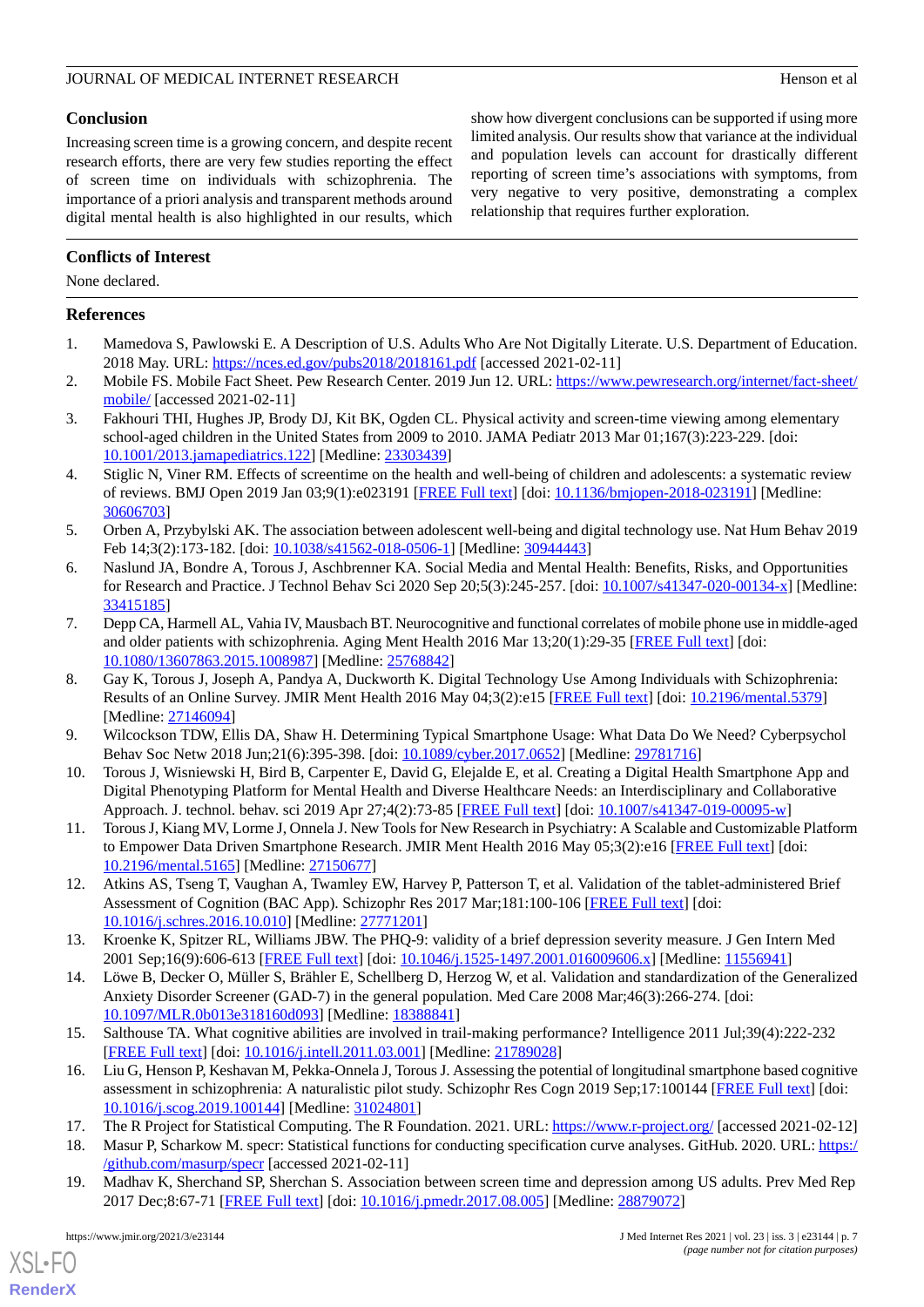## Conclusion

Increasing screen time is a growing concern, and despite recent research efforts, there are very few studies reporting the effect of screen time on individuals with schizophrenia. The importance of a priori analysis and transparent methods around digital mental health is also highlighted in our results, which show how divergent conclusions can be supported if using more limited analysis. Our results show that variance at the individual and population levels can account for drastically different reporting of screen time's associations with symptoms, from very negative to very positive, demonstrating a complex relationship that requires further exploration.

## Conflicts of Interest

None declared.

## References

1. Mamedova S, Pawlowski E. A Description of U.S. Adults Who Are Not Digitally Literate. U.S. Department of Education. 2018 May. URL: https://nces.ed.gov/pubs2018/2018161.pdf [accessed 2021-02-11]
2. Mobile FS. Mobile Fact Sheet. Pew Research Center. 2019 Jun 12. URL: https://www.pewresearch.org/internet/fact-sheet/mobile/ [accessed 2021-02-11]
3. Fakhouri THI, Hughes JP, Brody DJ, Kit BK, Ogden CL. Physical activity and screen-time viewing among elementary school-aged children in the United States from 2009 to 2010. JAMA Pediatr 2013 Mar 01;167(3):223-229. [doi: 10.1001/2013.jamapediatrics.122] [Medline: 23303439]
4. Stiglic N, Viner RM. Effects of screentime on the health and well-being of children and adolescents: a systematic review of reviews. BMJ Open 2019 Jan 03;9(1):e023191 [FREE Full text] [doi: 10.1136/bmjopen-2018-023191] [Medline: 30606703]
5. Orben A, Przybylski AK. The association between adolescent well-being and digital technology use. Nat Hum Behav 2019 Feb 14;3(2):173-182. [doi: 10.1038/s41562-018-0506-1] [Medline: 30944443]
6. Naslund JA, Bondre A, Torous J, Aschbrenner KA. Social Media and Mental Health: Benefits, Risks, and Opportunities for Research and Practice. J Technol Behav Sci 2020 Sep 20;5(3):245-257. [doi: 10.1007/s41347-020-00134-x] [Medline: 33415185]
7. Depp CA, Harmell AL, Vahia IV, Mausbach BT. Neurocognitive and functional correlates of mobile phone use in middle-aged and older patients with schizophrenia. Aging Ment Health 2016 Mar 13;20(1):29-35 [FREE Full text] [doi: 10.1080/13607863.2015.1008987] [Medline: 25768842]
8. Gay K, Torous J, Joseph A, Pandya A, Duckworth K. Digital Technology Use Among Individuals with Schizophrenia: Results of an Online Survey. JMIR Ment Health 2016 May 04;3(2):e15 [FREE Full text] [doi: 10.2196/mental.5379] [Medline: 27146094]
9. Wilcockson TDW, Ellis DA, Shaw H. Determining Typical Smartphone Usage: What Data Do We Need? Cyberpsychol Behav Soc Netw 2018 Jun;21(6):395-398. [doi: 10.1089/cyber.2017.0652] [Medline: 29781716]
10. Torous J, Wisniewski H, Bird B, Carpenter E, David G, Elejalde E, et al. Creating a Digital Health Smartphone App and Digital Phenotyping Platform for Mental Health and Diverse Healthcare Needs: an Interdisciplinary and Collaborative Approach. J. technol. behav. sci 2019 Apr 27;4(2):73-85 [FREE Full text] [doi: 10.1007/s41347-019-00095-w]
11. Torous J, Kiang MV, Lorme J, Onnela J. New Tools for New Research in Psychiatry: A Scalable and Customizable Platform to Empower Data Driven Smartphone Research. JMIR Ment Health 2016 May 05;3(2):e16 [FREE Full text] [doi: 10.2196/mental.5165] [Medline: 27150677]
12. Atkins AS, Tseng T, Vaughan A, Twamley EW, Harvey P, Patterson T, et al. Validation of the tablet-administered Brief Assessment of Cognition (BAC App). Schizophr Res 2017 Mar;181:100-106 [FREE Full text] [doi: 10.1016/j.schres.2016.10.010] [Medline: 27771201]
13. Kroenke K, Spitzer RL, Williams JBW. The PHQ-9: validity of a brief depression severity measure. J Gen Intern Med 2001 Sep;16(9):606-613 [FREE Full text] [doi: 10.1046/j.1525-1497.2001.016009606.x] [Medline: 11556941]
14. Löwe B, Decker O, Müller S, Brähler E, Schellberg D, Herzog W, et al. Validation and standardization of the Generalized Anxiety Disorder Screener (GAD-7) in the general population. Med Care 2008 Mar;46(3):266-274. [doi: 10.1097/MLR.0b013e318160d093] [Medline: 18388841]
15. Salthouse TA. What cognitive abilities are involved in trail-making performance? Intelligence 2011 Jul;39(4):222-232 [FREE Full text] [doi: 10.1016/j.intell.2011.03.001] [Medline: 21789028]
16. Liu G, Henson P, Keshavan M, Pekka-Onnela J, Torous J. Assessing the potential of longitudinal smartphone based cognitive assessment in schizophrenia: A naturalistic pilot study. Schizophr Res Cogn 2019 Sep;17:100144 [FREE Full text] [doi: 10.1016/j.scog.2019.100144] [Medline: 31024801]
17. The R Project for Statistical Computing. The R Foundation. 2021. URL: https://www.r-project.org/ [accessed 2021-02-12]
18. Masur P, Scharkow M. specr: Statistical functions for conducting specification curve analyses. GitHub. 2020. URL: https://github.com/masurp/specr [accessed 2021-02-11]
19. Madhav K, Sherchand SP, Sherchan S. Association between screen time and depression among US adults. Prev Med Rep 2017 Dec;8:67-71 [FREE Full text] [doi: 10.1016/j.pmedr.2017.08.005] [Medline: 28879072]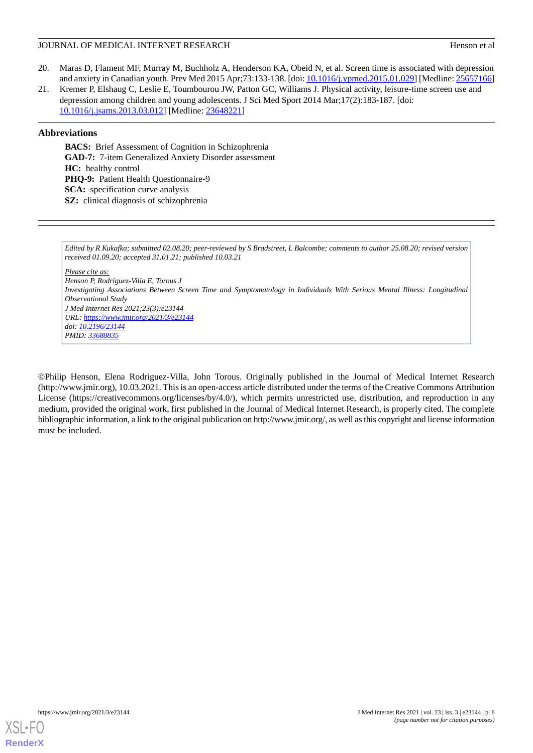20. Maras D, Flament MF, Murray M, Buchholz A, Henderson KA, Obeid N, et al. Screen time is associated with depression and anxiety in Canadian youth. Prev Med 2015 Apr;73:133-138. [doi: 10.1016/j.ypmed.2015.01.029] [Medline: 25657166]
21. Kremer P, Elshaug C, Leslie E, Toumbourou JW, Patton GC, Williams J. Physical activity, leisure-time screen use and depression among children and young adolescents. J Sci Med Sport 2014 Mar;17(2):183-187. [doi: 10.1016/j.jsams.2013.03.012] [Medline: 23648221]

## Abbreviations

**BACS:** Brief Assessment of Cognition in Schizophrenia
**GAD-7:** 7-item Generalized Anxiety Disorder assessment
**HC:** healthy control
**PHQ-9:** Patient Health Questionnaire-9
**SCA:** specification curve analysis
**SZ:** clinical diagnosis of schizophrenia

*Edited by R Kukafka; submitted 02.08.20; peer-reviewed by S Bradstreet, L Balcombe; comments to author 25.08.20; revised version received 01.09.20; accepted 31.01.21; published 10.03.21*

*Please cite as:*
*Henson P, Rodriguez-Villa E, Torous J*
*Investigating Associations Between Screen Time and Symptomatology in Individuals With Serious Mental Illness: Longitudinal Observational Study*
*J Med Internet Res 2021;23(3):e23144*
*URL: https://www.jmir.org/2021/3/e23144*
*doi: 10.2196/23144*
*PMID: 33688835*

©Philip Henson, Elena Rodriguez-Villa, John Torous. Originally published in the Journal of Medical Internet Research (http://www.jmir.org), 10.03.2021. This is an open-access article distributed under the terms of the Creative Commons Attribution License (https://creativecommons.org/licenses/by/4.0/), which permits unrestricted use, distribution, and reproduction in any medium, provided the original work, first published in the Journal of Medical Internet Research, is properly cited. The complete bibliographic information, a link to the original publication on http://www.jmir.org/, as well as this copyright and license information must be included.